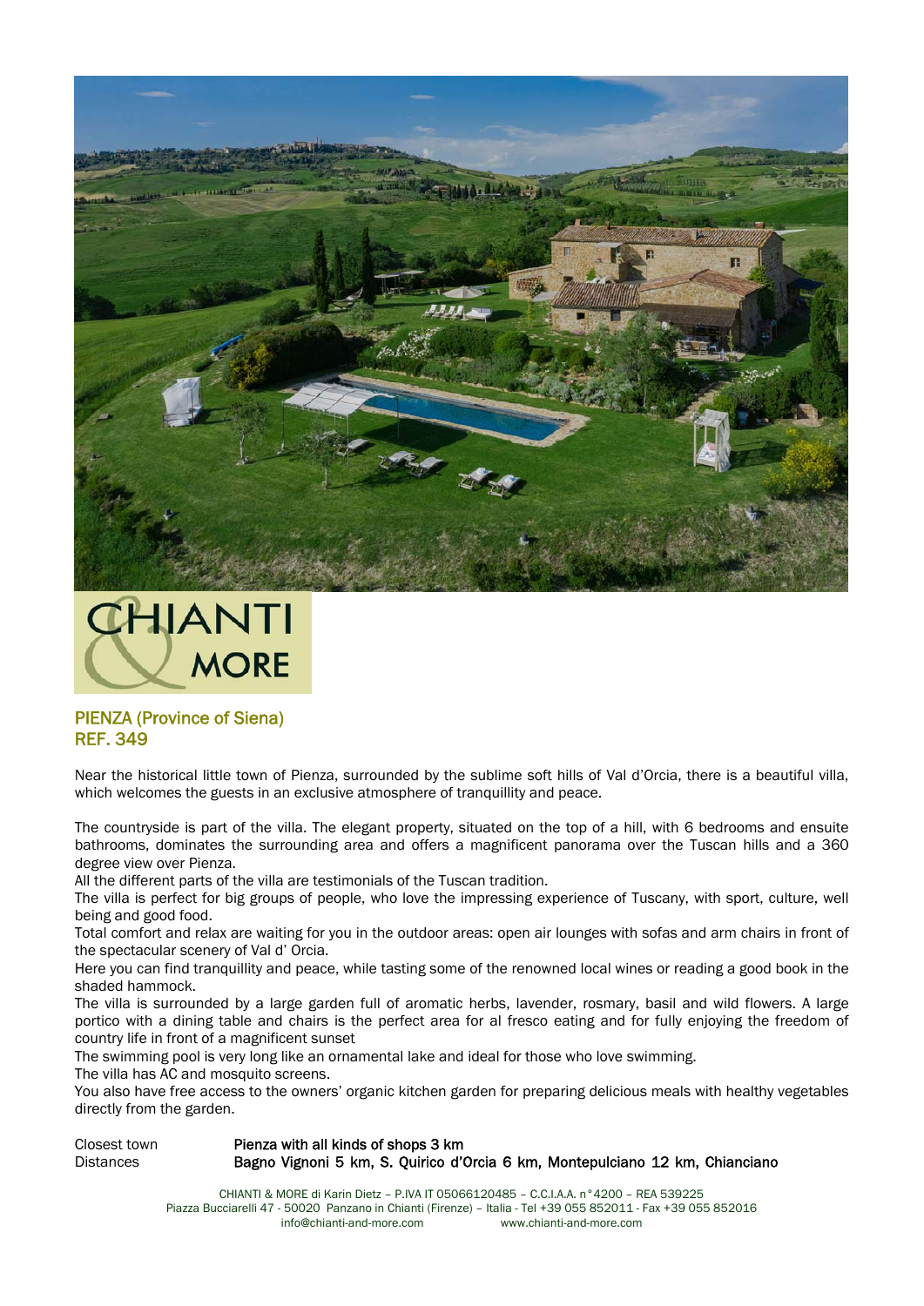CHIANTI & MORE

## PIENZA (Province of Siena)
## REF. 349

Near the historical little town of Pienza, surrounded by the sublime soft hills of Val d'Orcia, there is a beautiful villa, which welcomes the guests in an exclusive atmosphere of tranquillity and peace.

The countryside is part of the villa. The elegant property, situated on the top of a hill, with 6 bedrooms and ensuite bathrooms, dominates the surrounding area and offers a magnificent panorama over the Tuscan hills and a 360 degree view over Pienza.
All the different parts of the villa are testimonials of the Tuscan tradition.
The villa is perfect for big groups of people, who love the impressing experience of Tuscany, with sport, culture, well being and good food.
Total comfort and relax are waiting for you in the outdoor areas: open air lounges with sofas and arm chairs in front of the spectacular scenery of Val d' Orcia.
Here you can find tranquillity and peace, while tasting some of the renowned local wines or reading a good book in the shaded hammock.
The villa is surrounded by a large garden full of aromatic herbs, lavender, rosmary, basil and wild flowers. A large portico with a dining table and chairs is the perfect area for al fresco eating and for fully enjoying the freedom of country life in front of a magnificent sunset
The swimming pool is very long like an ornamental lake and ideal for those who love swimming.
The villa has AC and mosquito screens.
You also have free access to the owners' organic kitchen garden for preparing delicious meals with healthy vegetables directly from the garden.

| | |
|---|---|
| Closest town | **Pienza with all kinds of shops 3 km** |
| Distances | **Bagno Vignoni 5 km, S. Quirico d'Orcia 6 km, Montepulciano 12 km, Chianciano** |

CHIANTI & MORE di Karin Dietz – P.IVA IT 05066120485 – C.C.I.A.A. n°4200 – REA 539225
Piazza Bucciarelli 47 - 50020 Panzano in Chianti (Firenze) – Italia - Tel +39 055 852011 - Fax +39 055 852016
info@chianti-and-more.com www.chianti-and-more.com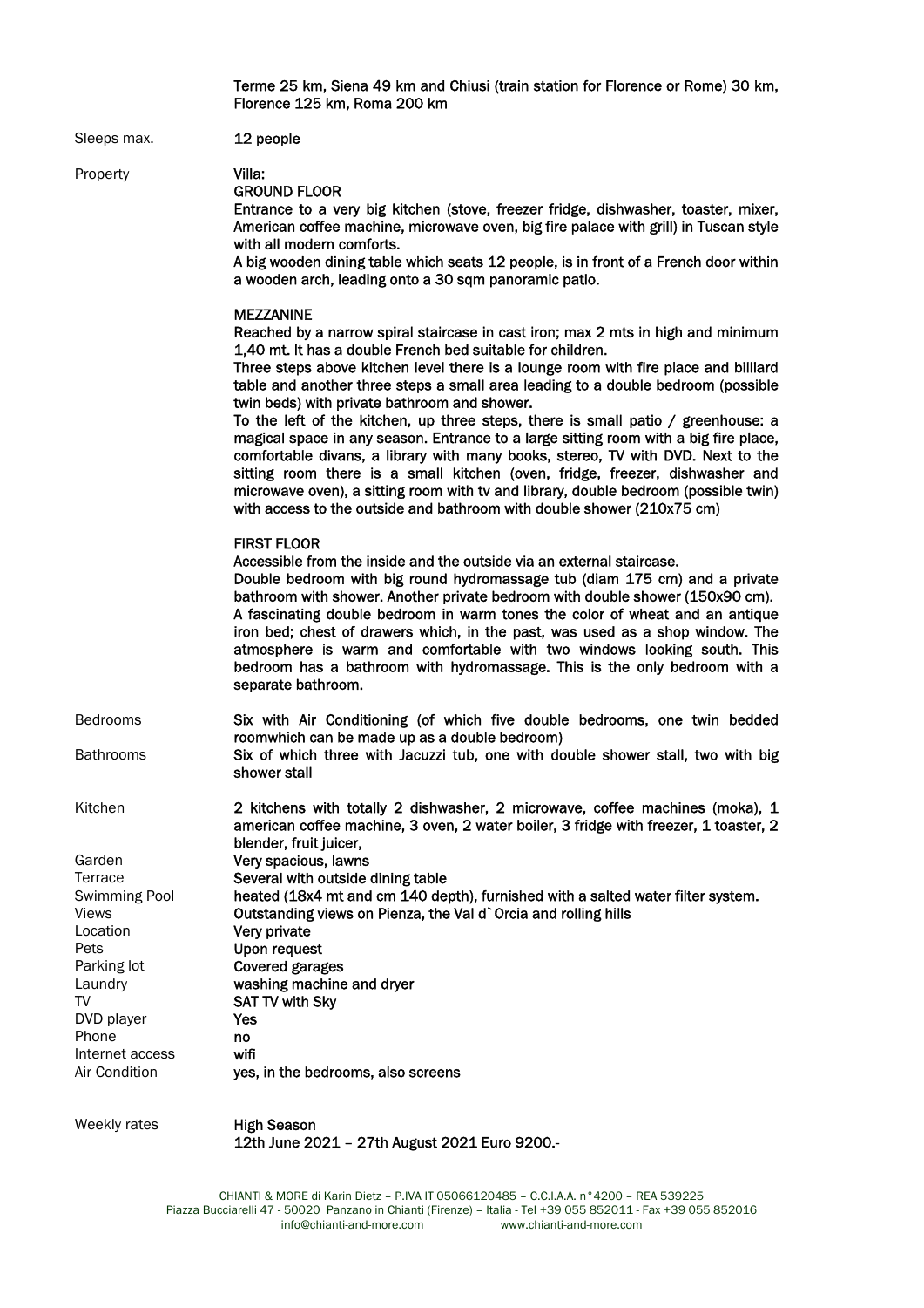Terme 25 km, Siena 49 km and Chiusi (train station for Florence or Rome) 30 km, Florence 125 km, Roma 200 km

**Sleeps max.** 12 people

**Property**

Villa:

GROUND FLOOR

Entrance to a very big kitchen (stove, freezer fridge, dishwasher, toaster, mixer, American coffee machine, microwave oven, big fire palace with grill) in Tuscan style with all modern comforts.

A big wooden dining table which seats 12 people, is in front of a French door within a wooden arch, leading onto a 30 sqm panoramic patio.

MEZZANINE

Reached by a narrow spiral staircase in cast iron; max 2 mts in high and minimum 1,40 mt. It has a double French bed suitable for children.

Three steps above kitchen level there is a lounge room with fire place and billiard table and another three steps a small area leading to a double bedroom (possible twin beds) with private bathroom and shower.

To the left of the kitchen, up three steps, there is small patio / greenhouse: a magical space in any season. Entrance to a large sitting room with a big fire place, comfortable divans, a library with many books, stereo, TV with DVD. Next to the sitting room there is a small kitchen (oven, fridge, freezer, dishwasher and microwave oven), a sitting room with tv and library, double bedroom (possible twin) with access to the outside and bathroom with double shower (210x75 cm)

FIRST FLOOR

Accessible from the inside and the outside via an external staircase.

Double bedroom with big round hydromassage tub (diam 175 cm) and a private bathroom with shower. Another private bedroom with double shower (150x90 cm).

A fascinating double bedroom in warm tones the color of wheat and an antique iron bed; chest of drawers which, in the past, was used as a shop window. The atmosphere is warm and comfortable with two windows looking south. This bedroom has a bathroom with hydromassage. This is the only bedroom with a separate bathroom.

**Bedrooms** Six with Air Conditioning (of which five double bedrooms, one twin bedded roomwhich can be made up as a double bedroom)

**Bathrooms** Six of which three with Jacuzzi tub, one with double shower stall, two with big shower stall

**Kitchen** 2 kitchens with totally 2 dishwasher, 2 microwave, coffee machines (moka), 1 american coffee machine, 3 oven, 2 water boiler, 3 fridge with freezer, 1 toaster, 2 blender, fruit juicer,

**Garden** Very spacious, lawns

**Terrace** Several with outside dining table

**Swimming Pool** heated (18x4 mt and cm 140 depth), furnished with a salted water filter system.

**Views** Outstanding views on Pienza, the Val d`Orcia and rolling hills

**Location** Very private

**Pets** Upon request

**Parking lot** Covered garages

**Laundry** washing machine and dryer

**TV** SAT TV with Sky

**DVD player** Yes

**Phone** no

**Internet access** wifi

**Air Condition** yes, in the bedrooms, also screens

**Weekly rates**

High Season

12th June 2021 – 27th August 2021 Euro 9200.-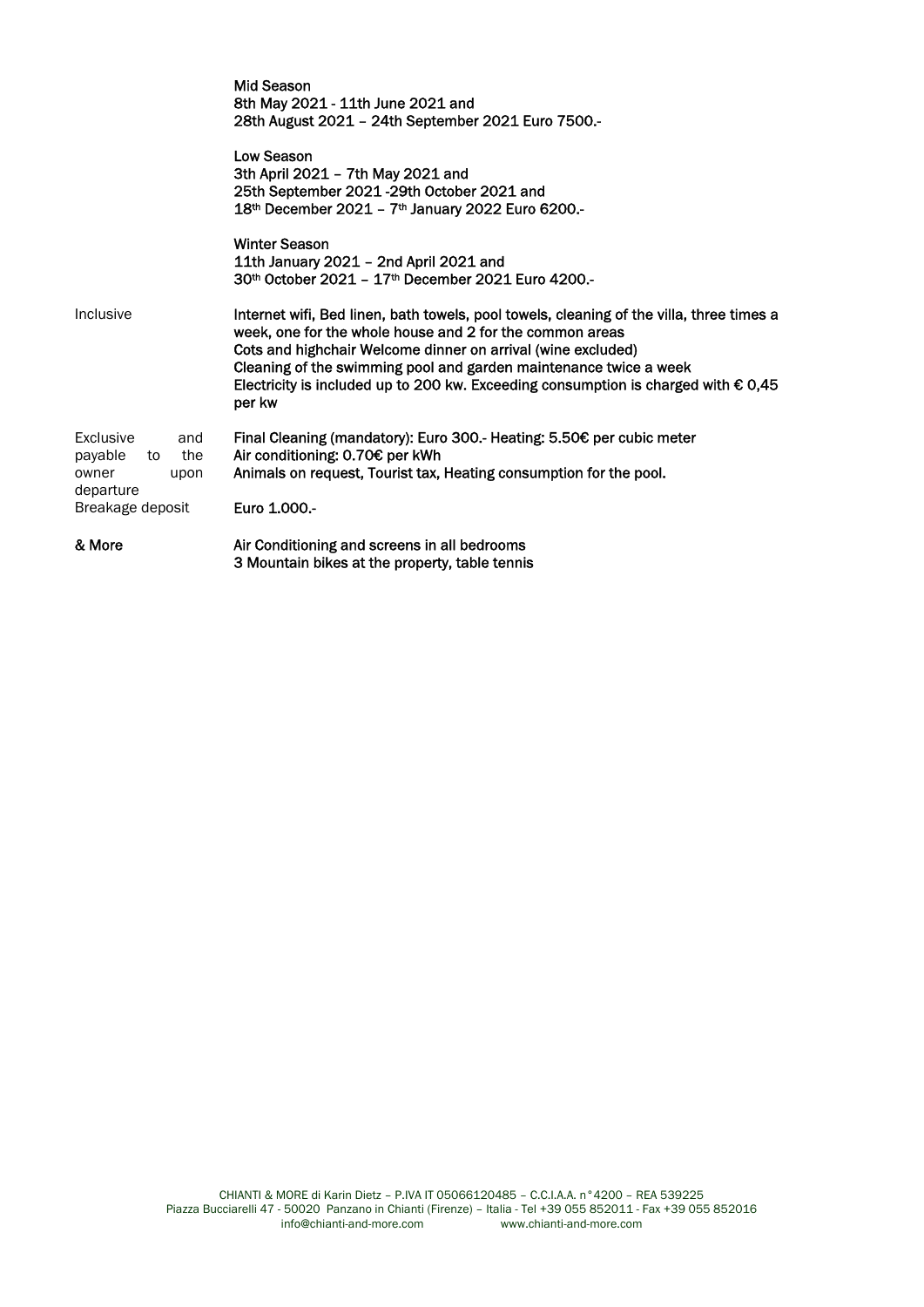| | |
|---|---|
| | **Mid Season**<br>**8th May 2021 - 11th June 2021 and**<br>**28th August 2021 – 24th September 2021 Euro 7500.-** |
| | **Low Season**<br>**3th April 2021 – 7th May 2021 and**<br>**25th September 2021 -29th October 2021 and**<br>**18th December 2021 – 7th January 2022 Euro 6200.-** |
| | **Winter Season**<br>**11th January 2021 – 2nd April 2021 and**<br>**30th October 2021 – 17th December 2021 Euro 4200.-** |
| Inclusive | **Internet wifi, Bed linen, bath towels, pool towels, cleaning of the villa, three times a week, one for the whole house and 2 for the common areas**<br>**Cots and highchair Welcome dinner on arrival (wine excluded)**<br>**Cleaning of the swimming pool and garden maintenance twice a week**<br>**Electricity is included up to 200 kw. Exceeding consumption is charged with € 0,45 per kw** |
| Exclusive and payable to the owner upon departure | **Final Cleaning (mandatory): Euro 300.- Heating: 5.50€ per cubic meter**<br>**Air conditioning: 0.70€ per kWh**<br>**Animals on request, Tourist tax, Heating consumption for the pool.** |
| Breakage deposit | **Euro 1.000.-** |
| **& More** | **Air Conditioning and screens in all bedrooms**<br>**3 Mountain bikes at the property, table tennis** |

CHIANTI & MORE di Karin Dietz – P.IVA IT 05066120485 – C.C.I.A.A. n°4200 – REA 539225
Piazza Bucciarelli 47 - 50020 Panzano in Chianti (Firenze) – Italia - Tel +39 055 852011 - Fax +39 055 852016
info@chianti-and-more.com www.chianti-and-more.com